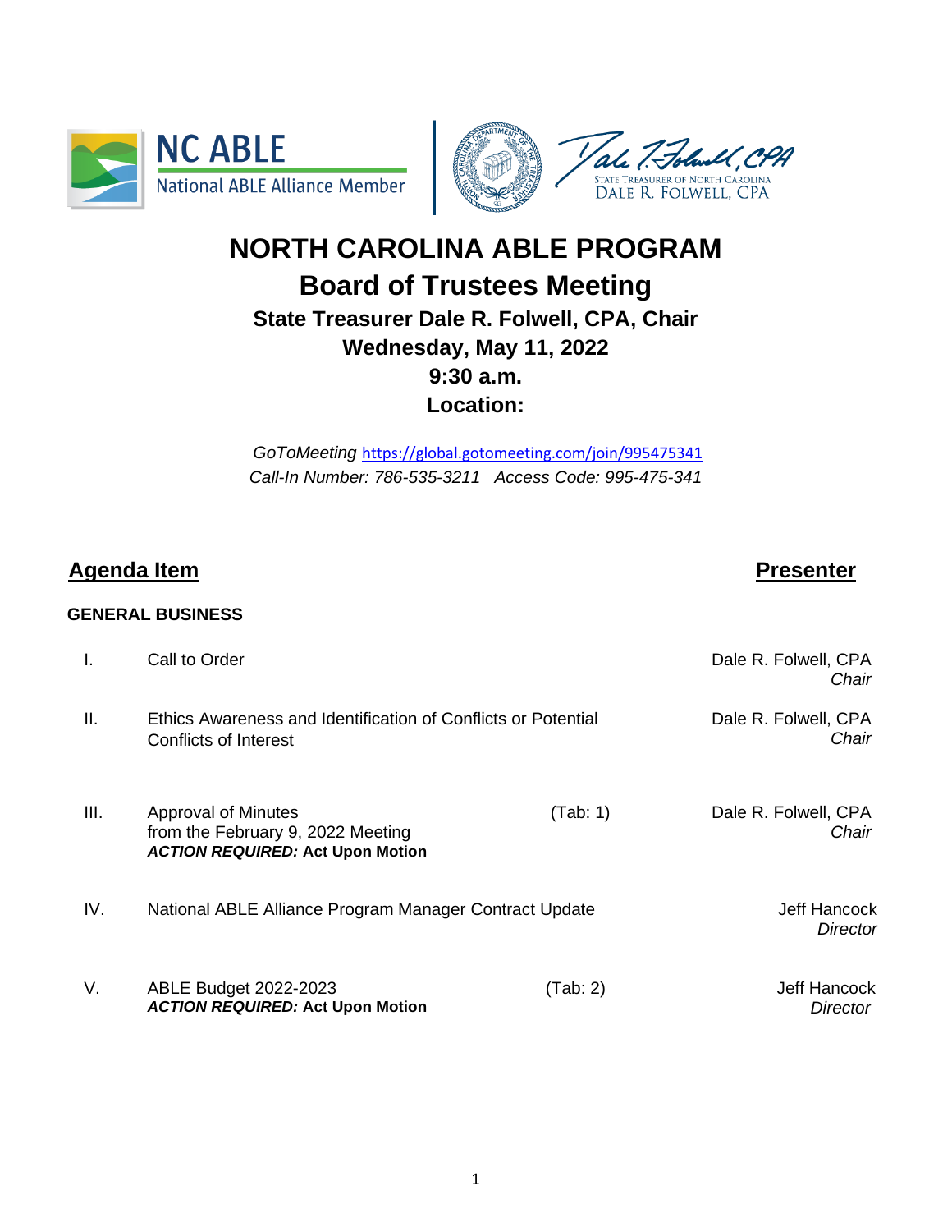NC ABLE
National ABLE Alliance Member

STATE TREASURER OF NORTH CAROLINA
DALE R. FOLWELL, CPA

# NORTH CAROLINA ABLE PROGRAM

## Board of Trustees Meeting

### State Treasurer Dale R. Folwell, CPA, Chair

### Wednesday, May 11, 2022

### 9:30 a.m.

### Location:

*GoToMeeting* https://global.gotomeeting.com/join/995475341
*Call-In Number: 786-535-3211 Access Code: 995-475-341*

| **Agenda Item** | | | **Presenter** |
|---|---|---|---|
| **GENERAL BUSINESS** | | | |
| I. | Call to Order | | Dale R. Folwell, CPA *Chair* |
| II. | Ethics Awareness and Identification of Conflicts or Potential Conflicts of Interest | | Dale R. Folwell, CPA *Chair* |
| III. | Approval of Minutes from the February 9, 2022 Meeting ***ACTION REQUIRED:*** **Act Upon Motion** | (Tab: 1) | Dale R. Folwell, CPA *Chair* |
| IV. | National ABLE Alliance Program Manager Contract Update | | Jeff Hancock *Director* |
| V. | ABLE Budget 2022-2023 ***ACTION REQUIRED:*** **Act Upon Motion** | (Tab: 2) | Jeff Hancock *Director* |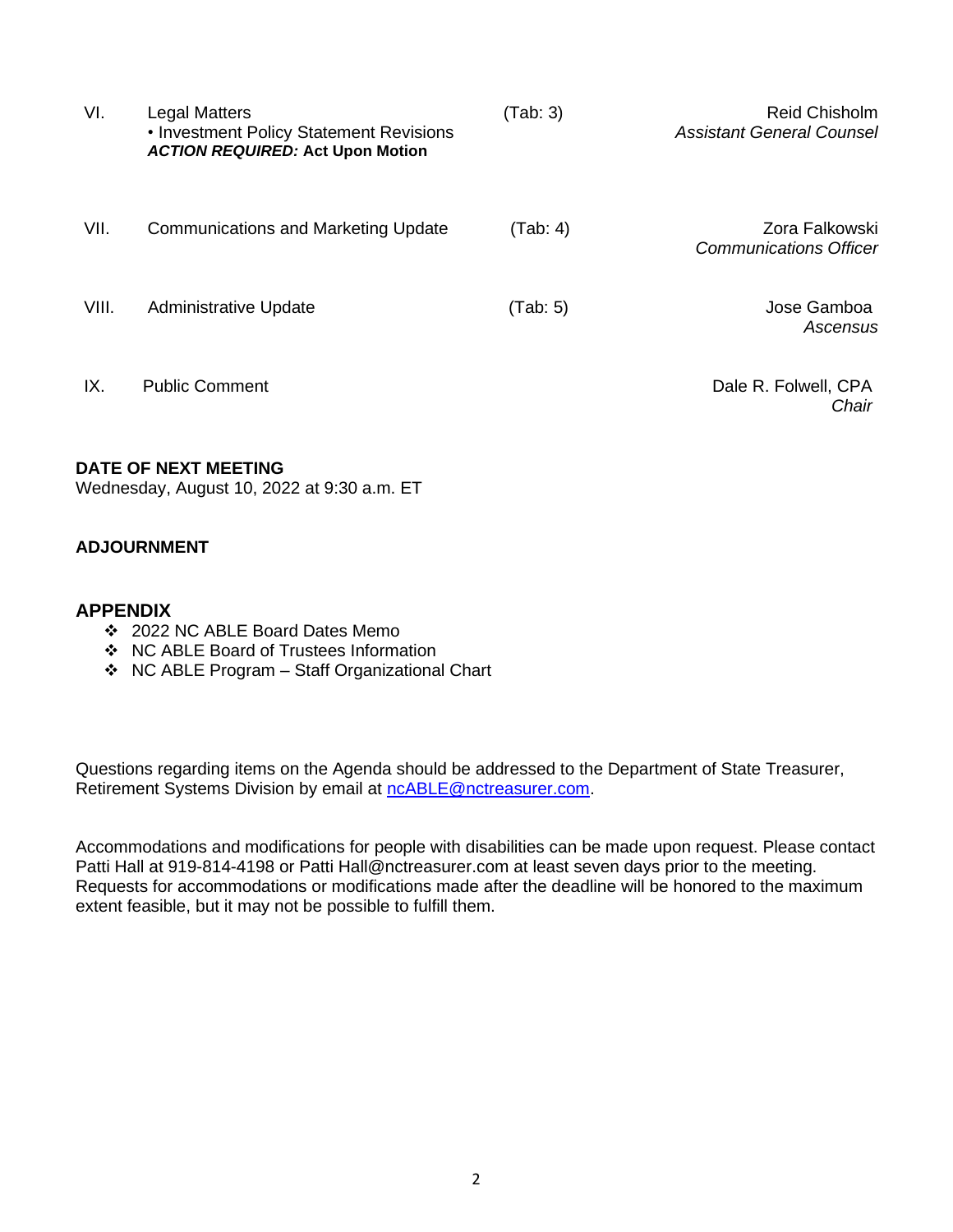| | | | |
|---|---|---|---|
| VI. | Legal Matters<br>• Investment Policy Statement Revisions<br>***ACTION REQUIRED:* Act Upon Motion** | (Tab: 3) | Reid Chisholm<br>*Assistant General Counsel* |
| VII. | Communications and Marketing Update | (Tab: 4) | Zora Falkowski<br>*Communications Officer* |
| VIII. | Administrative Update | (Tab: 5) | Jose Gamboa<br>*Ascensus* |
| IX. | Public Comment | | Dale R. Folwell, CPA<br>*Chair* |

**DATE OF NEXT MEETING**
Wednesday, August 10, 2022 at 9:30 a.m. ET

**ADJOURNMENT**

## APPENDIX

- 2022 NC ABLE Board Dates Memo
- NC ABLE Board of Trustees Information
- NC ABLE Program – Staff Organizational Chart

Questions regarding items on the Agenda should be addressed to the Department of State Treasurer, Retirement Systems Division by email at ncABLE@nctreasurer.com.

Accommodations and modifications for people with disabilities can be made upon request. Please contact Patti Hall at 919-814-4198 or Patti Hall@nctreasurer.com at least seven days prior to the meeting. Requests for accommodations or modifications made after the deadline will be honored to the maximum extent feasible, but it may not be possible to fulfill them.